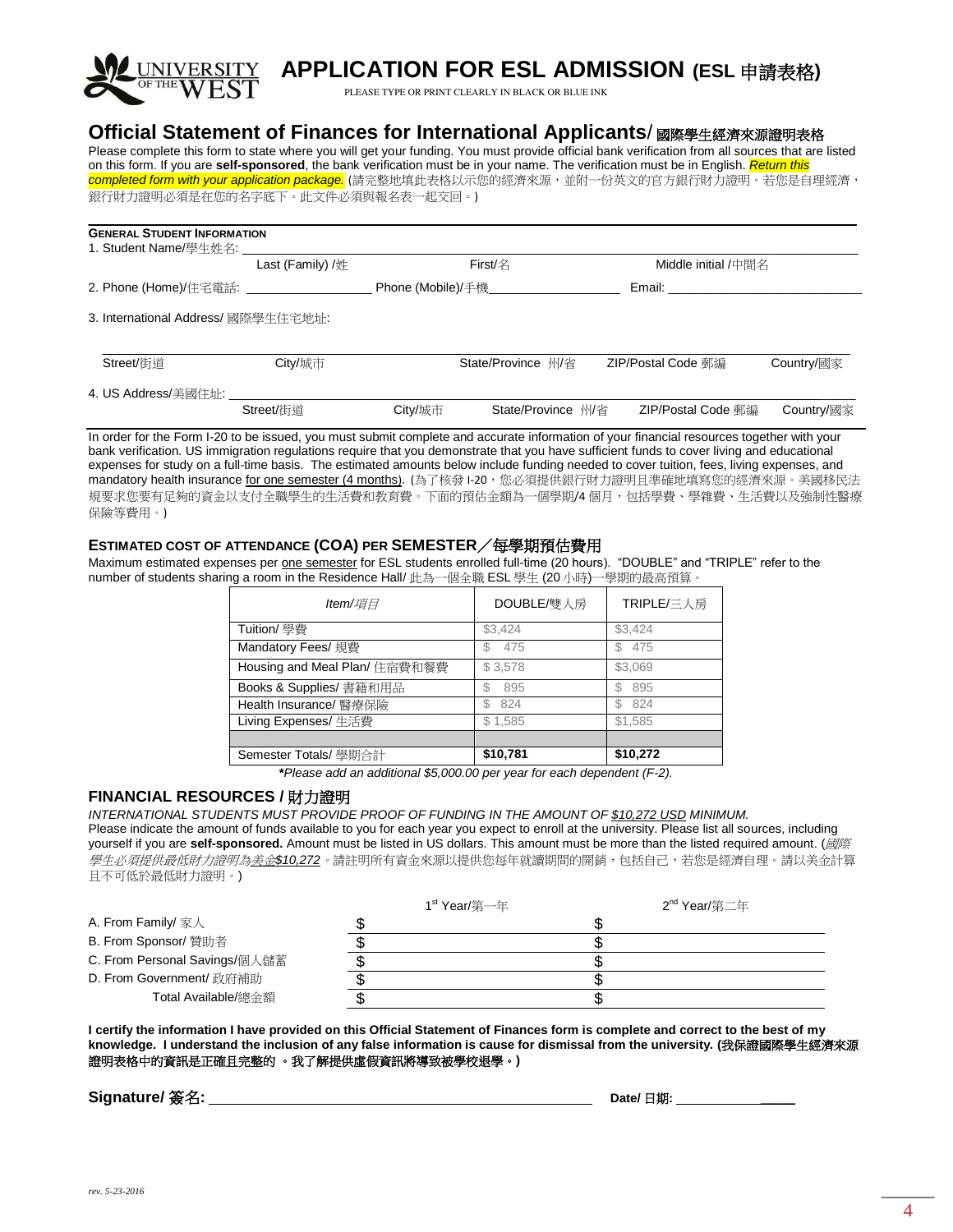UNIVERSITY OF THE WEST

# APPLICATION FOR ESL ADMISSION (ESL 申請表格)

PLEASE TYPE OR PRINT CLEARLY IN BLACK OR BLUE INK

## Official Statement of Finances for International Applicants/ 國際學生經濟來源證明表格

Please complete this form to state where you will get your funding. You must provide official bank verification from all sources that are listed on this form. If you are **self-sponsored**, the bank verification must be in your name. The verification must be in English. *Return this completed form with your application package.* (請完整地填此表格以示您的經濟來源，並附一份英文的官方銀行財力證明。若您是自理經濟，銀行財力證明必須是在您的名字底下。此文件必須與報名表一起交回。)

**GENERAL STUDENT INFORMATION**

1. Student Name/學生姓名: ______________________________

   Last (Family) /姓　　First/名　　Middle initial /中間名

2. Phone (Home)/住宅電話: ______________ Phone (Mobile)/手機______________ Email: ______________

3. International Address/ 國際學生住宅地址:

   ______________________________

   Street/街道　　City/城市　　State/Province 州/省　　ZIP/Postal Code 郵編　　Country/國家

4. US Address/美國住址: ______________________________

   Street/街道　　City/城市　　State/Province 州/省　　ZIP/Postal Code 郵編　　Country/國家

In order for the Form I-20 to be issued, you must submit complete and accurate information of your financial resources together with your bank verification. US immigration regulations require that you demonstrate that you have sufficient funds to cover living and educational expenses for study on a full-time basis. The estimated amounts below include funding needed to cover tuition, fees, living expenses, and mandatory health insurance for one semester (4 months). (為了核發 I-20，您必須提供銀行財力證明且準確地填寫您的經濟來源。美國移民法規要求您要有足夠的資金以支付全職學生的生活費和教育費。下面的預估金額為一個學期/4 個月，包括學費、學雜費、生活費以及強制性醫療保險等費用。)

### ESTIMATED COST OF ATTENDANCE (COA) PER SEMESTER／每學期預估費用

Maximum estimated expenses per one semester for ESL students enrolled full-time (20 hours). "DOUBLE" and "TRIPLE" refer to the number of students sharing a room in the Residence Hall/ 此為一個全職 ESL 學生 (20 小時)一學期的最高預算。

| *Item/項目* | DOUBLE/雙人房 | TRIPLE/三人房 |
|---|---|---|
| Tuition/ 學費 | $3,424 | $3,424 |
| Mandatory Fees/ 規費 | $ 475 | $ 475 |
| Housing and Meal Plan/ 住宿費和餐費 | $ 3,578 | $3,069 |
| Books & Supplies/ 書籍和用品 | $ 895 | $ 895 |
| Health Insurance/ 醫療保險 | $ 824 | $ 824 |
| Living Expenses/ 生活費 | $ 1,585 | $1,585 |
| | | |
| Semester Totals/ 學期合計 | **$10,781** | **$10,272** |

***Please add an additional $5,000.00 per year for each dependent (F-2).*

### FINANCIAL RESOURCES / 財力證明

*INTERNATIONAL STUDENTS MUST PROVIDE PROOF OF FUNDING IN THE AMOUNT OF $10,272 USD MINIMUM.*

Please indicate the amount of funds available to you for each year you expect to enroll at the university. Please list all sources, including yourself if you are **self-sponsored.** Amount must be listed in US dollars. This amount must be more than the listed required amount. (*國際學生必須提供最低財力證明為美金$10,272*。請註明所有資金來源以提供您每年就讀期間的開銷，包括自己，若您是經濟自理。請以美金計算且不可低於最低財力證明。)

| | 1st Year/第一年 | 2nd Year/第二年 |
|---|---|---|
| A. From Family/ 家人 | $ | $ |
| B. From Sponsor/ 贊助者 | $ | $ |
| C. From Personal Savings/個人儲蓄 | $ | $ |
| D. From Government/ 政府補助 | $ | $ |
| Total Available/總金額 | $ | $ |

**I certify the information I have provided on this Official Statement of Finances form is complete and correct to the best of my knowledge. I understand the inclusion of any false information is cause for dismissal from the university. (我保證國際學生經濟來源證明表格中的資訊是正確且完整的 。我了解提供虛假資訊將導致被學校退學。)**

**Signature/ 簽名:** ______________________________ **Date/ 日期:** ______________

*rev. 5-23-2016*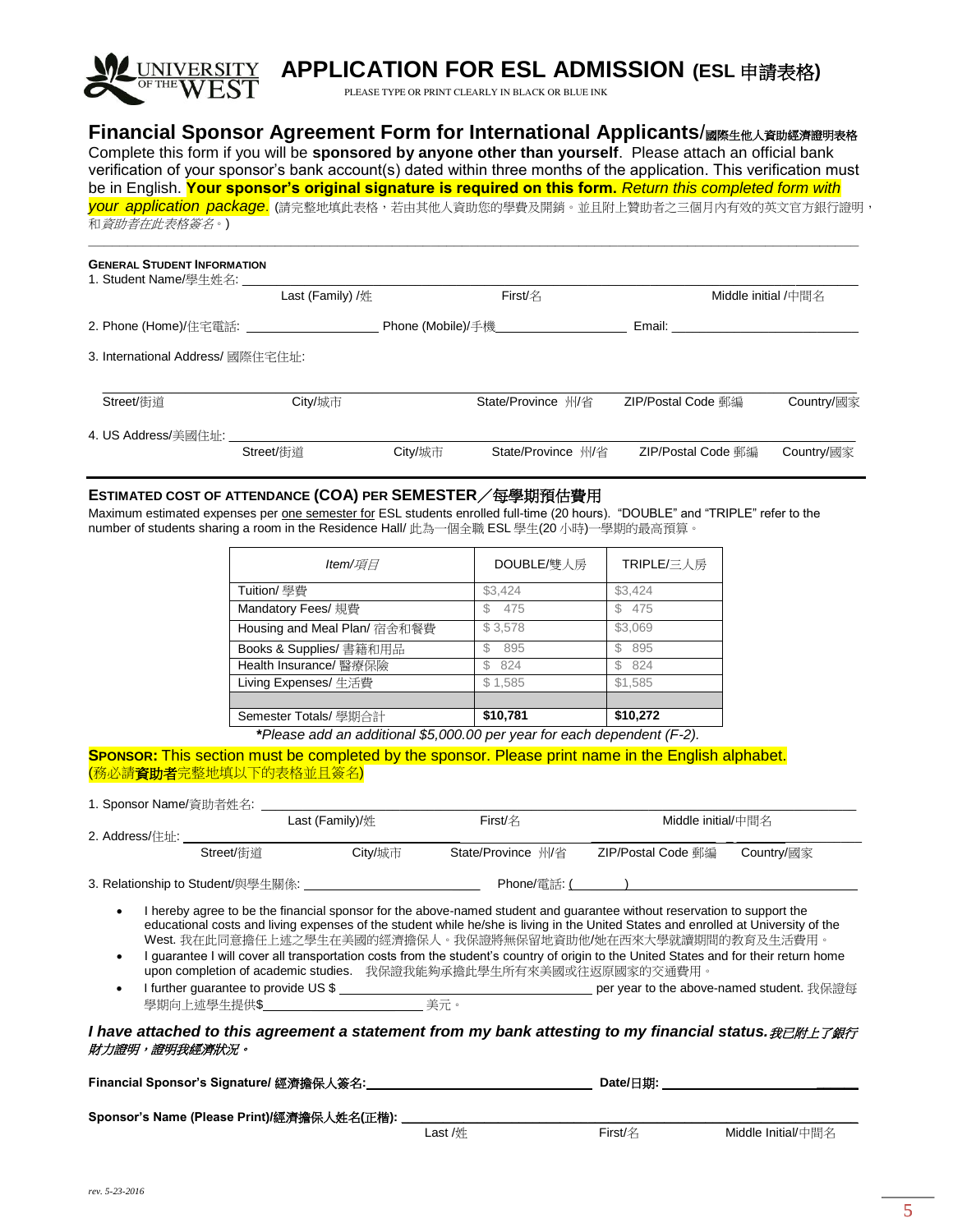UNIVERSITY OF THE WEST

# APPLICATION FOR ESL ADMISSION (ESL 申請表格)

PLEASE TYPE OR PRINT CLEARLY IN BLACK OR BLUE INK

## Financial Sponsor Agreement Form for International Applicants/國際生他人資助經濟證明表格

Complete this form if you will be **sponsored by anyone other than yourself**. Please attach an official bank verification of your sponsor's bank account(s) dated within three months of the application. This verification must be in English. **Your sponsor's original signature is required on this form.** *Return this completed form with your application package.* (請完整地填此表格，若由其他人資助您的學費及開銷。並且附上贊助者之三個月內有效的英文官方銀行證明，和*資助者在此表格簽名*。)

### GENERAL STUDENT INFORMATION

1. Student Name/學生姓名: ______________________
   Last (Family) /姓　　First/名　　Middle initial /中間名

2. Phone (Home)/住宅電話: __________ Phone (Mobile)/手機__________ Email: __________

3. International Address/ 國際住宅住址:
   ______________________
   Street/街道　　City/城市　　State/Province 州/省　　ZIP/Postal Code 郵編　　Country/國家

4. US Address/美國住址: ______________________
   Street/街道　　City/城市　　State/Province 州/省　　ZIP/Postal Code 郵編　　Country/國家

### ESTIMATED COST OF ATTENDANCE (COA) PER SEMESTER／每學期預估費用

Maximum estimated expenses per one semester for ESL students enrolled full-time (20 hours). "DOUBLE" and "TRIPLE" refer to the number of students sharing a room in the Residence Hall/ 此為一個全職 ESL 學生(20 小時)一學期的最高預算。

| *Item/項目* | DOUBLE/雙人房 | TRIPLE/三人房 |
|---|---|---|
| Tuition/ 學費 | $3,424 | $3,424 |
| Mandatory Fees/ 規費 | $ 475 | $ 475 |
| Housing and Meal Plan/ 宿舍和餐費 | $ 3,578 | $3,069 |
| Books & Supplies/ 書籍和用品 | $ 895 | $ 895 |
| Health Insurance/ 醫療保險 | $ 824 | $ 824 |
| Living Expenses/ 生活費 | $ 1,585 | $1,585 |
| | | |
| Semester Totals/ 學期合計 | **$10,781** | **$10,272** |

***Please add an additional $5,000.00 per year for each dependent (F-2).***

**SPONSOR:** This section must be completed by the sponsor. Please print name in the English alphabet. (務必請**資助者**完整地填以下的表格並且簽名)

1. Sponsor Name/資助者姓名: ______________________
   Last (Family)/姓　　First/名　　Middle initial/中間名

2. Address/住址: ______________________
   Street/街道　　City/城市　　State/Province 州/省　　ZIP/Postal Code 郵編　　Country/國家

3. Relationship to Student/與學生關係: __________ Phone/電話: (______) __________

- I hereby agree to be the financial sponsor for the above-named student and guarantee without reservation to support the educational costs and living expenses of the student while he/she is living in the United States and enrolled at University of the West. 我在此同意擔任上述之學生在美國的經濟擔保人。我保證將無保留地資助他/她在西來大學就讀期間的教育及生活費用。
- I guarantee I will cover all transportation costs from the student's country of origin to the United States and for their return home upon completion of academic studies. 我保證我能夠承擔此學生所有來美國或往返原國家的交通費用。
- I further guarantee to provide US $ ______________________ per year to the above-named student. 我保證每學期向上述學生提供$______________________美元。

***I have attached to this agreement a statement from my bank attesting to my financial status.*** ***我已附上了銀行財力證明，證明我經濟狀況。***

**Financial Sponsor's Signature/ 經濟擔保人簽名:** ______________________ **Date/日期:** ______________

**Sponsor's Name (Please Print)/經濟擔保人姓名(正楷):** ______________________
Last /姓　　First/名　　Middle Initial/中間名

*rev. 5-23-2016*